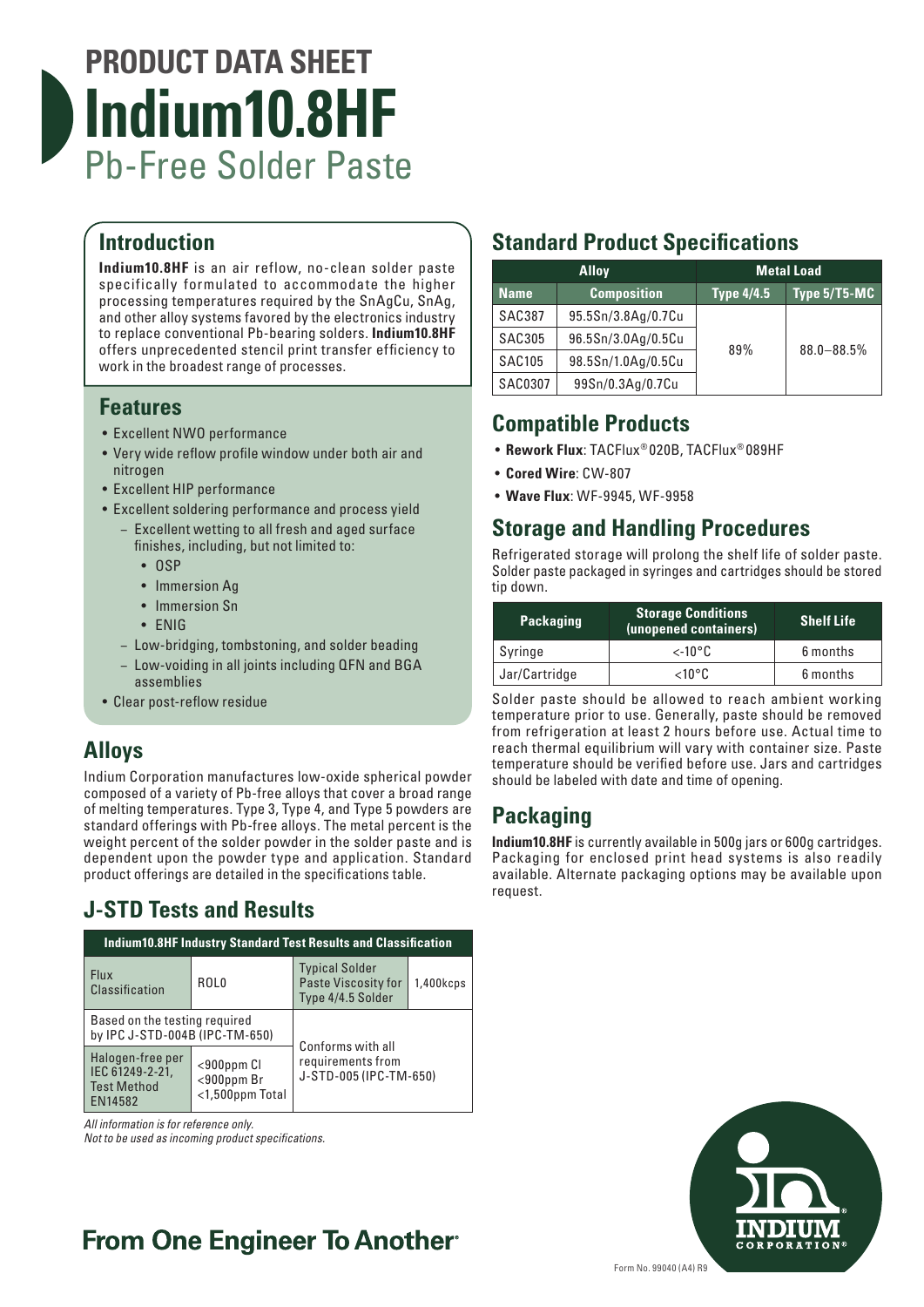# PRODUCT DATA SHEET
# Indium10.8HF
## Pb-Free Solder Paste

## Introduction

**Indium10.8HF** is an air reflow, no-clean solder paste specifically formulated to accommodate the higher processing temperatures required by the SnAgCu, SnAg, and other alloy systems favored by the electronics industry to replace conventional Pb-bearing solders. **Indium10.8HF** offers unprecedented stencil print transfer efficiency to work in the broadest range of processes.

## Features

- Excellent NWO performance
- Very wide reflow profile window under both air and nitrogen
- Excellent HIP performance
- Excellent soldering performance and process yield
  - Excellent wetting to all fresh and aged surface finishes, including, but not limited to:
    - OSP
    - Immersion Ag
    - Immersion Sn
    - ENIG
  - Low-bridging, tombstoning, and solder beading
  - Low-voiding in all joints including QFN and BGA assemblies
- Clear post-reflow residue

## Alloys

Indium Corporation manufactures low-oxide spherical powder composed of a variety of Pb-free alloys that cover a broad range of melting temperatures. Type 3, Type 4, and Type 5 powders are standard offerings with Pb-free alloys. The metal percent is the weight percent of the solder powder in the solder paste and is dependent upon the powder type and application. Standard product offerings are detailed in the specifications table.

## J-STD Tests and Results

| Indium10.8HF Industry Standard Test Results and Classification | | | |
|---|---|---|---|
| Flux Classification | ROL0 | Typical Solder Paste Viscosity for Type 4/4.5 Solder | 1,400kcps |
| Based on the testing required by IPC J-STD-004B (IPC-TM-650) | | Conforms with all requirements from J-STD-005 (IPC-TM-650) | |
| Halogen-free per IEC 61249-2-21, Test Method EN14582 | <900ppm Cl<br><900ppm Br<br><1,500ppm Total | | |

*All information is for reference only.*
*Not to be used as incoming product specifications.*

## Standard Product Specifications

| Alloy | | Metal Load | |
|---|---|---|---|
| **Name** | **Composition** | **Type 4/4.5** | **Type 5/T5-MC** |
| SAC387 | 95.5Sn/3.8Ag/0.7Cu | 89% | 88.0–88.5% |
| SAC305 | 96.5Sn/3.0Ag/0.5Cu | | |
| SAC105 | 98.5Sn/1.0Ag/0.5Cu | | |
| SAC0307 | 99Sn/0.3Ag/0.7Cu | | |

## Compatible Products

- **Rework Flux**: TACFlux® 020B, TACFlux® 089HF
- **Cored Wire**: CW-807
- **Wave Flux**: WF-9945, WF-9958

## Storage and Handling Procedures

Refrigerated storage will prolong the shelf life of solder paste. Solder paste packaged in syringes and cartridges should be stored tip down.

| Packaging | Storage Conditions (unopened containers) | Shelf Life |
|---|---|---|
| Syringe | <-10°C | 6 months |
| Jar/Cartridge | <10°C | 6 months |

Solder paste should be allowed to reach ambient working temperature prior to use. Generally, paste should be removed from refrigeration at least 2 hours before use. Actual time to reach thermal equilibrium will vary with container size. Paste temperature should be verified before use. Jars and cartridges should be labeled with date and time of opening.

## Packaging

**Indium10.8HF** is currently available in 500g jars or 600g cartridges. Packaging for enclosed print head systems is also readily available. Alternate packaging options may be available upon request.

**From One Engineer To Another®**

Form No. 99040 (A4) R9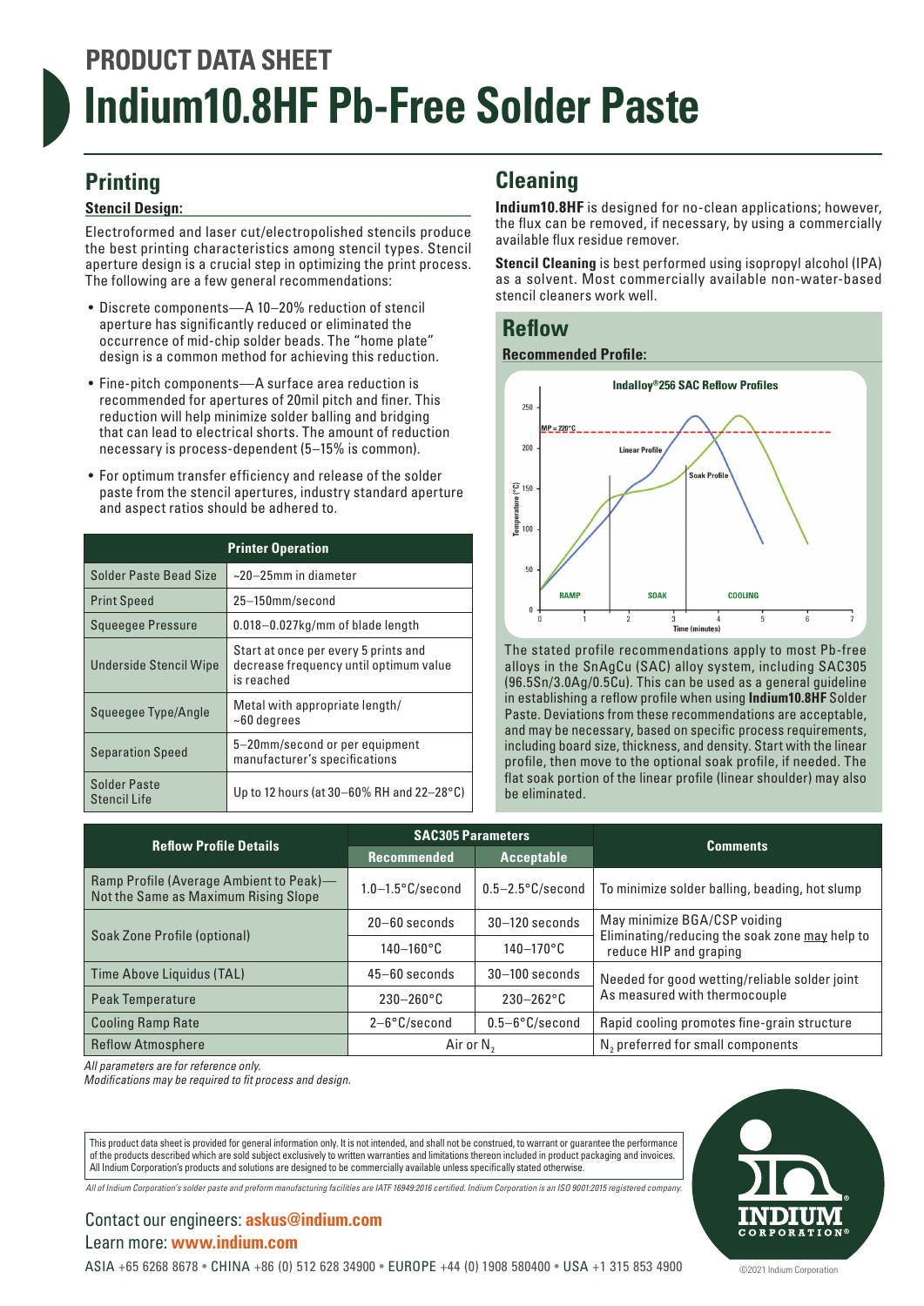# PRODUCT DATA SHEET
# Indium10.8HF Pb-Free Solder Paste

## Printing

### Stencil Design:

Electroformed and laser cut/electropolished stencils produce the best printing characteristics among stencil types. Stencil aperture design is a crucial step in optimizing the print process. The following are a few general recommendations:

- Discrete components—A 10–20% reduction of stencil aperture has significantly reduced or eliminated the occurrence of mid-chip solder beads. The "home plate" design is a common method for achieving this reduction.
- Fine-pitch components—A surface area reduction is recommended for apertures of 20mil pitch and finer. This reduction will help minimize solder balling and bridging that can lead to electrical shorts. The amount of reduction necessary is process-dependent (5–15% is common).
- For optimum transfer efficiency and release of the solder paste from the stencil apertures, industry standard aperture and aspect ratios should be adhered to.

| Printer Operation | |
|---|---|
| Solder Paste Bead Size | ~20–25mm in diameter |
| Print Speed | 25–150mm/second |
| Squeegee Pressure | 0.018–0.027kg/mm of blade length |
| Underside Stencil Wipe | Start at once per every 5 prints and decrease frequency until optimum value is reached |
| Squeegee Type/Angle | Metal with appropriate length/ ~60 degrees |
| Separation Speed | 5–20mm/second or per equipment manufacturer's specifications |
| Solder Paste Stencil Life | Up to 12 hours (at 30–60% RH and 22–28°C) |

## Cleaning

**Indium10.8HF** is designed for no-clean applications; however, the flux can be removed, if necessary, by using a commercially available flux residue remover.

**Stencil Cleaning** is best performed using isopropyl alcohol (IPA) as a solvent. Most commercially available non-water-based stencil cleaners work well.

## Reflow

### Recommended Profile:

Indalloy®256 SAC Reflow Profiles

MP = 220°C

Linear Profile

Soak Profile

Temperature (°C)

0, 50, 100, 150, 200, 250

RAMP, SOAK, COOLING

0, 1, 2, 3, 4, 5, 6, 7

Time (minutes)

The stated profile recommendations apply to most Pb-free alloys in the SnAgCu (SAC) alloy system, including SAC305 (96.5Sn/3.0Ag/0.5Cu). This can be used as a general guideline in establishing a reflow profile when using **Indium10.8HF** Solder Paste. Deviations from these recommendations are acceptable, and may be necessary, based on specific process requirements, including board size, thickness, and density. Start with the linear profile, then move to the optional soak profile, if needed. The flat soak portion of the linear profile (linear shoulder) may also be eliminated.

| Reflow Profile Details | SAC305 Parameters | | Comments |
|---|---|---|---|
| | Recommended | Acceptable | |
| Ramp Profile (Average Ambient to Peak)—Not the Same as Maximum Rising Slope | 1.0–1.5°C/second | 0.5–2.5°C/second | To minimize solder balling, beading, hot slump |
| Soak Zone Profile (optional) | 20–60 seconds | 30–120 seconds | May minimize BGA/CSP voiding Eliminating/reducing the soak zone may help to reduce HIP and graping |
| | 140–160°C | 140–170°C | |
| Time Above Liquidus (TAL) | 45–60 seconds | 30–100 seconds | Needed for good wetting/reliable solder joint |
| Peak Temperature | 230–260°C | 230–262°C | As measured with thermocouple |
| Cooling Ramp Rate | 2–6°C/second | 0.5–6°C/second | Rapid cooling promotes fine-grain structure |
| Reflow Atmosphere | Air or $N_2$ | | $N_2$ preferred for small components |

*All parameters are for reference only.*
*Modifications may be required to fit process and design.*

This product data sheet is provided for general information only. It is not intended, and shall not be construed, to warrant or guarantee the performance of the products described which are sold subject exclusively to written warranties and limitations thereon included in product packaging and invoices. All Indium Corporation's products and solutions are designed to be commercially available unless specifically stated otherwise.

*All of Indium Corporation's solder paste and preform manufacturing facilities are IATF 16949:2016 certified. Indium Corporation is an ISO 9001:2015 registered company.*

Contact our engineers: **askus@indium.com**
Learn more: **www.indium.com**

ASIA +65 6268 8678 • CHINA +86 (0) 512 628 34900 • EUROPE +44 (0) 1908 580400 • USA +1 315 853 4900

INDIUM CORPORATION®

©2021 Indium Corporation